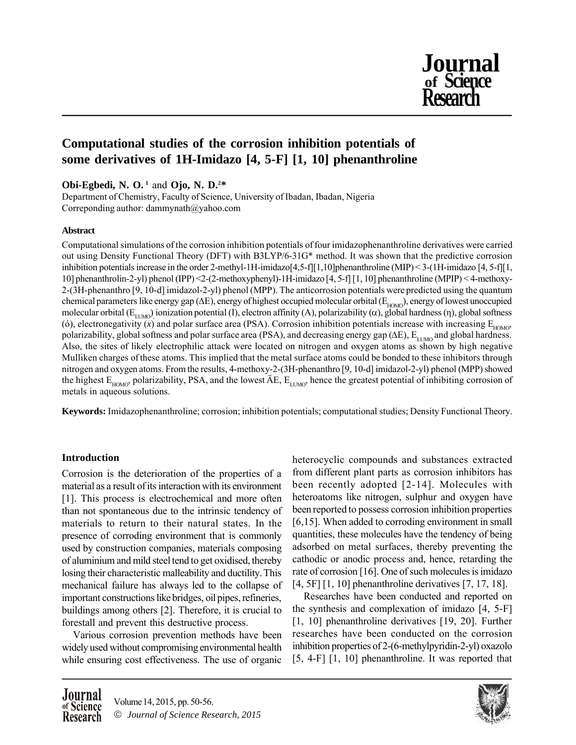# Computational studies of the corrosion inhibition potentials of some derivatives of 1H-Imidazo [4, 5-F] [1, 10] phenanthroline

**Obi-Egbedi, N. O.** [1] and **Ojo, N. D.**[2*]

Department of Chemistry, Faculty of Science, University of Ibadan, Ibadan, Nigeria
Correponding author: dammynath@yahoo.com

### Abstract

Computational simulations of the corrosion inhibition potentials of four imidazophenanthroline derivatives were carried out using Density Functional Theory (DFT) with B3LYP/6-31G* method. It was shown that the predictive corrosion inhibition potentials increase in the order 2-methyl-1H-imidazo[4,5-f][1,10]phenanthroline (MIP) < 3-(1H-imidazo [4, 5-f][1, 10] phenanthrolin-2-yl) phenol (IPP) <2-(2-methoxyphenyl)-1H-imidazo [4, 5-f] [1, 10] phenanthroline (MPIP) < 4-methoxy-2-(3H-phenanthro [9, 10-d] imidazol-2-yl) phenol (MPP). The anticorrosion potentials were predicted using the quantum chemical parameters like energy gap (ΔE), energy of highest occupied molecular orbital ($E_{HOMO}$), energy of lowest unoccupied molecular orbital ($E_{LUMO}$) ionization potential (I), electron affinity (A), polarizability (α), global hardness (η), global softness (ó), electronegativity ($x$) and polar surface area (PSA). Corrosion inhibition potentials increase with increasing $E_{HOMO}$, polarizability, global softness and polar surface area (PSA), and decreasing energy gap (ΔE), $E_{LUMO}$ and global hardness. Also, the sites of likely electrophilic attack were located on nitrogen and oxygen atoms as shown by high negative Mulliken charges of these atoms. This implied that the metal surface atoms could be bonded to these inhibitors through nitrogen and oxygen atoms. From the results, 4-methoxy-2-(3H-phenanthro [9, 10-d] imidazol-2-yl) phenol (MPP) showed the highest $E_{HOMO}$, polarizability, PSA, and the lowest ÄE, $E_{LUMO}$, hence the greatest potential of inhibiting corrosion of metals in aqueous solutions.

**Keywords:** Imidazophenanthroline; corrosion; inhibition potentials; computational studies; Density Functional Theory.

### Introduction

Corrosion is the deterioration of the properties of a material as a result of its interaction with its environment [1]. This process is electrochemical and more often than not spontaneous due to the intrinsic tendency of materials to return to their natural states. In the presence of corroding environment that is commonly used by construction companies, materials composing of aluminium and mild steel tend to get oxidised, thereby losing their characteristic malleability and ductility. This mechanical failure has always led to the collapse of important constructions like bridges, oil pipes, refineries, buildings among others [2]. Therefore, it is crucial to forestall and prevent this destructive process.

Various corrosion prevention methods have been widely used without compromising environmental health while ensuring cost effectiveness. The use of organic heterocyclic compounds and substances extracted from different plant parts as corrosion inhibitors has been recently adopted [2-14]. Molecules with heteroatoms like nitrogen, sulphur and oxygen have been reported to possess corrosion inhibition properties [6,15]. When added to corroding environment in small quantities, these molecules have the tendency of being adsorbed on metal surfaces, thereby preventing the cathodic or anodic process and, hence, retarding the rate of corrosion [16]. One of such molecules is imidazo [4, 5F] [1, 10] phenanthroline derivatives [7, 17, 18].

Researches have been conducted and reported on the synthesis and complexation of imidazo [4, 5-F] [1, 10] phenanthroline derivatives [19, 20]. Further researches have been conducted on the corrosion inhibition properties of 2-(6-methylpyridin-2-yl) oxazolo [5, 4-F] [1, 10] phenanthroline. It was reported that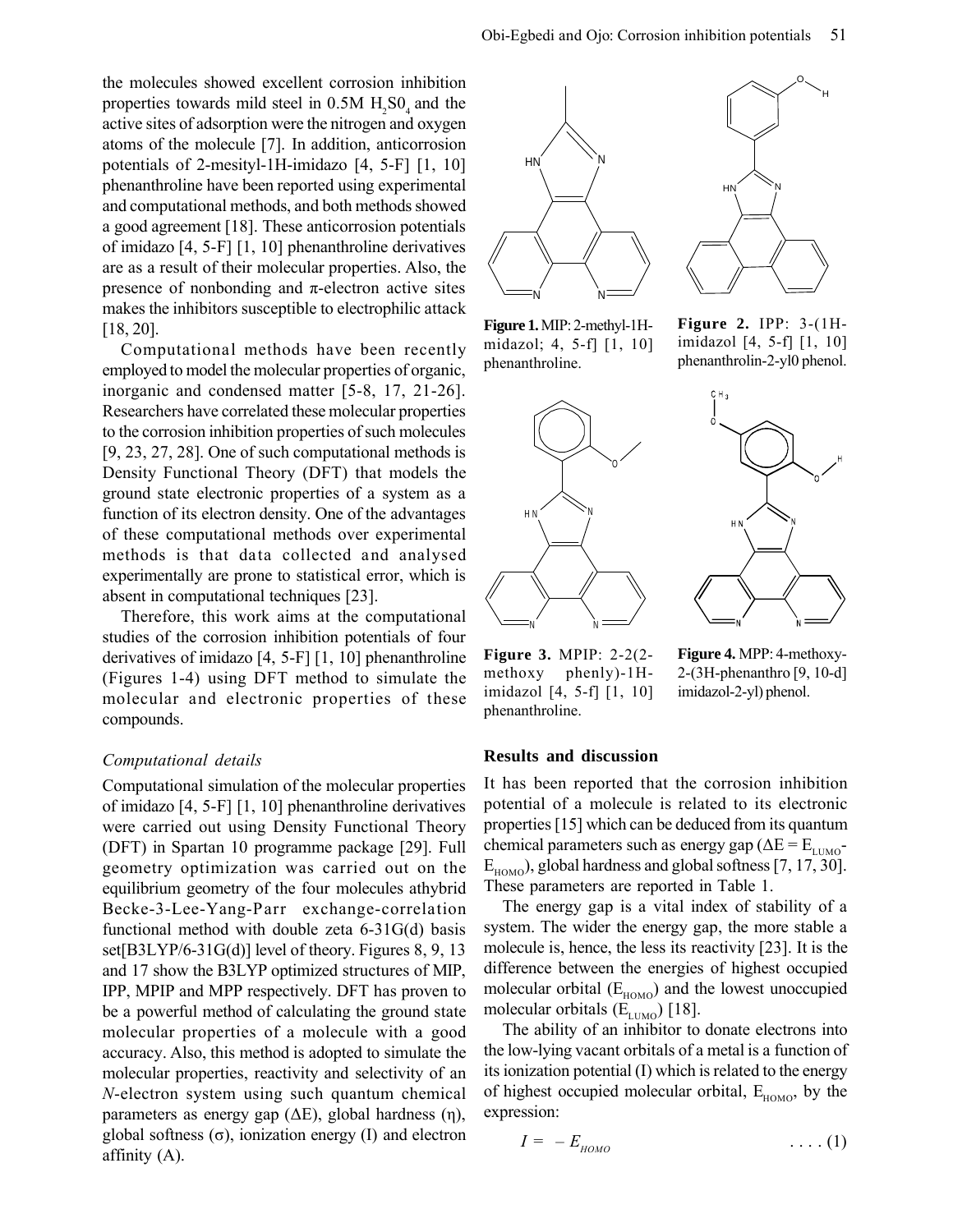the molecules showed excellent corrosion inhibition properties towards mild steel in 0.5M $H_2S0_4$ and the active sites of adsorption were the nitrogen and oxygen atoms of the molecule [7]. In addition, anticorrosion potentials of 2-mesityl-1H-imidazo [4, 5-F] [1, 10] phenanthroline have been reported using experimental and computational methods, and both methods showed a good agreement [18]. These anticorrosion potentials of imidazo [4, 5-F] [1, 10] phenanthroline derivatives are as a result of their molecular properties. Also, the presence of nonbonding and π-electron active sites makes the inhibitors susceptible to electrophilic attack [18, 20].

Computational methods have been recently employed to model the molecular properties of organic, inorganic and condensed matter [5-8, 17, 21-26]. Researchers have correlated these molecular properties to the corrosion inhibition properties of such molecules [9, 23, 27, 28]. One of such computational methods is Density Functional Theory (DFT) that models the ground state electronic properties of a system as a function of its electron density. One of the advantages of these computational methods over experimental methods is that data collected and analysed experimentally are prone to statistical error, which is absent in computational techniques [23].

Therefore, this work aims at the computational studies of the corrosion inhibition potentials of four derivatives of imidazo [4, 5-F] [1, 10] phenanthroline (Figures 1-4) using DFT method to simulate the molecular and electronic properties of these compounds.

**Figure 1.** MIP: 2-methyl-1H-midazol; 4, 5-f] [1, 10] phenanthroline.

**Figure 2.** IPP: 3-(1H-imidazol [4, 5-f] [1, 10] phenanthrolin-2-yl0 phenol.

**Figure 3.** MPIP: 2-2(2-methoxy phenly)-1H-imidazol [4, 5-f] [1, 10] phenanthroline.

**Figure 4.** MPP: 4-methoxy-2-(3H-phenanthro [9, 10-d] imidazol-2-yl) phenol.

### *Computational details*

Computational simulation of the molecular properties of imidazo [4, 5-F] [1, 10] phenanthroline derivatives were carried out using Density Functional Theory (DFT) in Spartan 10 programme package [29]. Full geometry optimization was carried out on the equilibrium geometry of the four molecules athybrid Becke-3-Lee-Yang-Parr exchange-correlation functional method with double zeta 6-31G(d) basis set[B3LYP/6-31G(d)] level of theory. Figures 8, 9, 13 and 17 show the B3LYP optimized structures of MIP, IPP, MPIP and MPP respectively. DFT has proven to be a powerful method of calculating the ground state molecular properties of a molecule with a good accuracy. Also, this method is adopted to simulate the molecular properties, reactivity and selectivity of an *N*-electron system using such quantum chemical parameters as energy gap (ΔE), global hardness (η), global softness (σ), ionization energy (I) and electron affinity (A).

## Results and discussion

It has been reported that the corrosion inhibition potential of a molecule is related to its electronic properties [15] which can be deduced from its quantum chemical parameters such as energy gap ($\Delta E = E_{LUMO} - E_{HOMO}$), global hardness and global softness [7, 17, 30]. These parameters are reported in Table 1.

The energy gap is a vital index of stability of a system. The wider the energy gap, the more stable a molecule is, hence, the less its reactivity [23]. It is the difference between the energies of highest occupied molecular orbital ($E_{HOMO}$) and the lowest unoccupied molecular orbitals ($E_{LUMO}$) [18].

The ability of an inhibitor to donate electrons into the low-lying vacant orbitals of a metal is a function of its ionization potential (I) which is related to the energy of highest occupied molecular orbital, $E_{HOMO}$, by the expression:

$$I = -E_{HOMO} \quad \quad .... (1)$$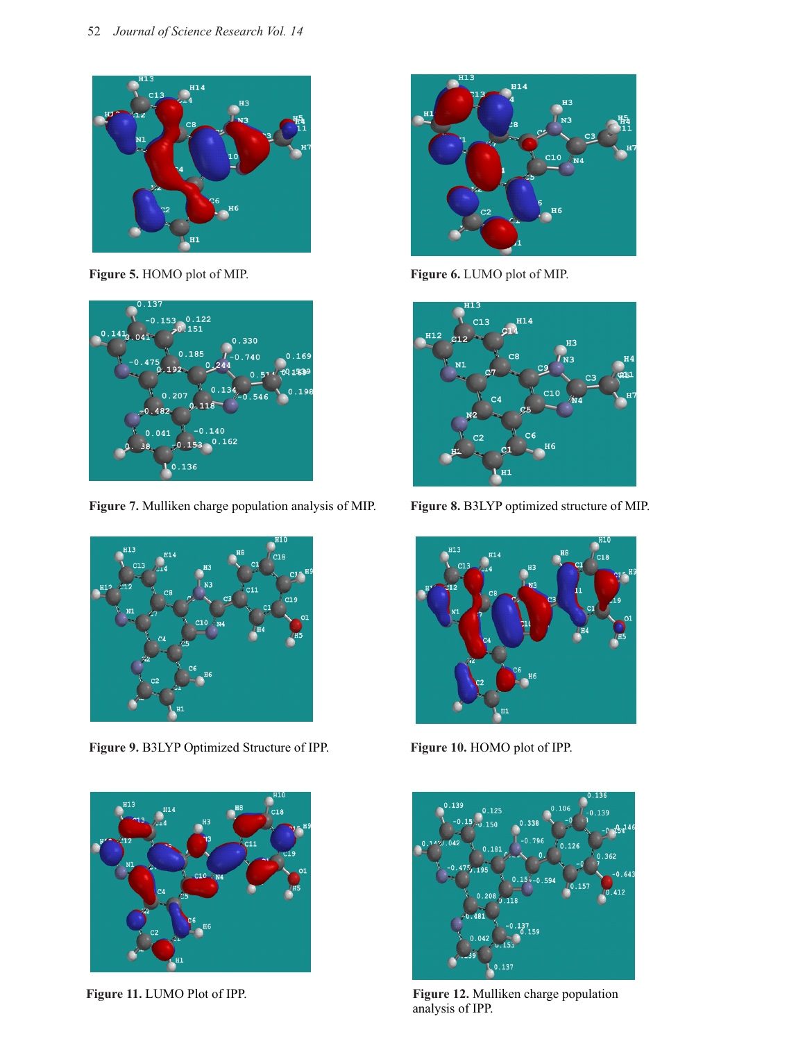Figure 5. HOMO plot of MIP.

Figure 6. LUMO plot of MIP.

Figure 7. Mulliken charge population analysis of MIP.

Figure 8. B3LYP optimized structure of MIP.

Figure 9. B3LYP Optimized Structure of IPP.

Figure 10. HOMO plot of IPP.

Figure 11. LUMO Plot of IPP.

Figure 12. Mulliken charge population analysis of IPP.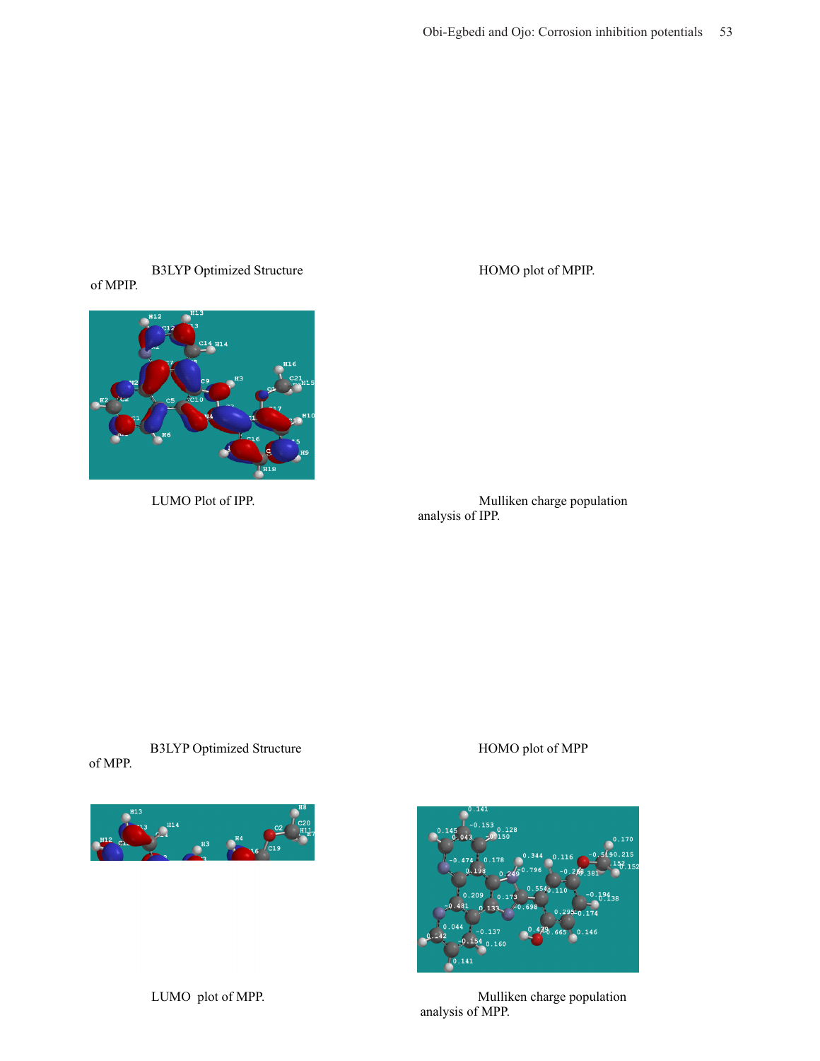B3LYP Optimized Structure of MPIP.

HOMO plot of MPIP.

LUMO Plot of IPP.

Mulliken charge population analysis of IPP.

B3LYP Optimized Structure of MPP.

HOMO plot of MPP

LUMO plot of MPP.

Mulliken charge population analysis of MPP.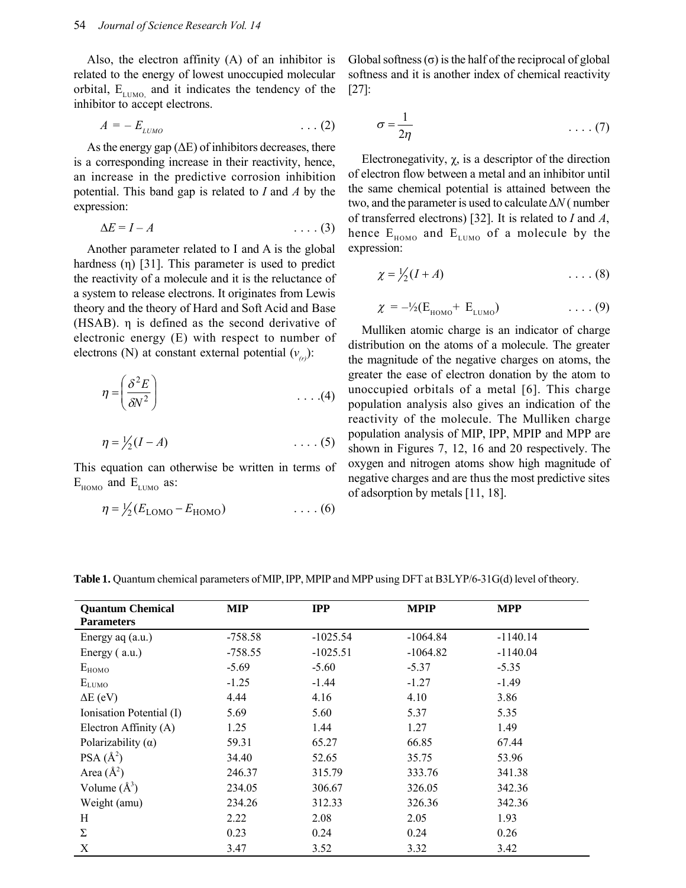Also, the electron affinity (A) of an inhibitor is related to the energy of lowest unoccupied molecular orbital, $E_{LUMO,}$ and it indicates the tendency of the inhibitor to accept electrons.

$$A = -E_{LUMO} \quad \text{. . . (2)}$$

As the energy gap (ΔE) of inhibitors decreases, there is a corresponding increase in their reactivity, hence, an increase in the predictive corrosion inhibition potential. This band gap is related to *I* and *A* by the expression:

$$\Delta E = I - A \quad \text{. . . . (3)}$$

Another parameter related to I and A is the global hardness (η) [31]. This parameter is used to predict the reactivity of a molecule and it is the reluctance of a system to release electrons. It originates from Lewis theory and the theory of Hard and Soft Acid and Base (HSAB). η is defined as the second derivative of electronic energy (E) with respect to number of electrons (N) at constant external potential ($v_{(r)}$):

$$\eta = \left(\frac{\delta^2 E}{\delta N^2}\right) \quad \text{. . . .(4)}$$

$$\eta = \tfrac{1}{2}(I - A) \quad \text{. . . . (5)}$$

This equation can otherwise be written in terms of $E_{HOMO}$ and $E_{LUMO}$ as:

$$\eta = \tfrac{1}{2}(E_{\text{LOMO}} - E_{\text{HOMO}}) \quad \text{. . . . (6)}$$

Global softness (σ) is the half of the reciprocal of global softness and it is another index of chemical reactivity [27]:

$$\sigma = \frac{1}{2\eta} \quad \text{. . . . (7)}$$

Electronegativity, χ, is a descriptor of the direction of electron flow between a metal and an inhibitor until the same chemical potential is attained between the two, and the parameter is used to calculate $\Delta N$ ( number of transferred electrons) [32]. It is related to *I* and *A*, hence $E_{HOMO}$ and $E_{LUMO}$ of a molecule by the expression:

$$\chi = \tfrac{1}{2}(I + A) \quad \text{. . . . (8)}$$

$$\chi = -\tfrac{1}{2}(E_{HOMO} + E_{LUMO}) \quad \text{. . . . (9)}$$

Mulliken atomic charge is an indicator of charge distribution on the atoms of a molecule. The greater the magnitude of the negative charges on atoms, the greater the ease of electron donation by the atom to unoccupied orbitals of a metal [6]. This charge population analysis also gives an indication of the reactivity of the molecule. The Mulliken charge population analysis of MIP, IPP, MPIP and MPP are shown in Figures 7, 12, 16 and 20 respectively. The oxygen and nitrogen atoms show high magnitude of negative charges and are thus the most predictive sites of adsorption by metals [11, 18].

**Table 1.** Quantum chemical parameters of MIP, IPP, MPIP and MPP using DFT at B3LYP/6-31G(d) level of theory.

| Quantum Chemical Parameters | MIP | IPP | MPIP | MPP |
|---|---|---|---|---|
| Energy aq (a.u.) | -758.58 | -1025.54 | -1064.84 | -1140.14 |
| Energy ( a.u.) | -758.55 | -1025.51 | -1064.82 | -1140.04 |
| $E_{HOMO}$ | -5.69 | -5.60 | -5.37 | -5.35 |
| $E_{LUMO}$ | -1.25 | -1.44 | -1.27 | -1.49 |
| ΔE (eV) | 4.44 | 4.16 | 4.10 | 3.86 |
| Ionisation Potential (I) | 5.69 | 5.60 | 5.37 | 5.35 |
| Electron Affinity (A) | 1.25 | 1.44 | 1.27 | 1.49 |
| Polarizability (α) | 59.31 | 65.27 | 66.85 | 67.44 |
| PSA ($Å^2$) | 34.40 | 52.65 | 35.75 | 53.96 |
| Area ($Å^2$) | 246.37 | 315.79 | 333.76 | 341.38 |
| Volume ($Å^3$) | 234.05 | 306.67 | 326.05 | 342.36 |
| Weight (amu) | 234.26 | 312.33 | 326.36 | 342.36 |
| Η | 2.22 | 2.08 | 2.05 | 1.93 |
| Σ | 0.23 | 0.24 | 0.24 | 0.26 |
| Χ | 3.47 | 3.52 | 3.32 | 3.42 |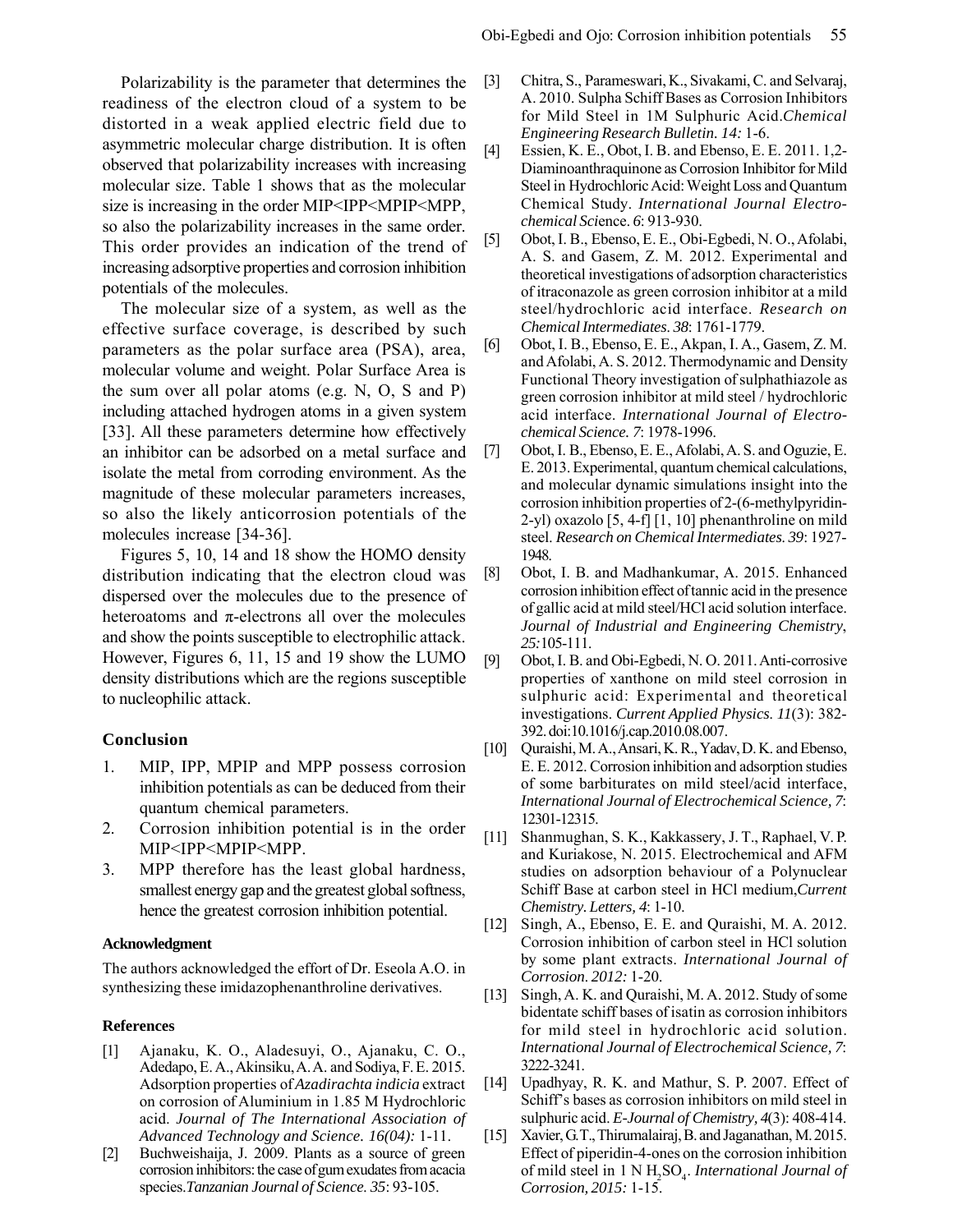Polarizability is the parameter that determines the readiness of the electron cloud of a system to be distorted in a weak applied electric field due to asymmetric molecular charge distribution. It is often observed that polarizability increases with increasing molecular size. Table 1 shows that as the molecular size is increasing in the order MIP<IPP<MPIP<MPP, so also the polarizability increases in the same order. This order provides an indication of the trend of increasing adsorptive properties and corrosion inhibition potentials of the molecules.

The molecular size of a system, as well as the effective surface coverage, is described by such parameters as the polar surface area (PSA), area, molecular volume and weight. Polar Surface Area is the sum over all polar atoms (e.g. N, O, S and P) including attached hydrogen atoms in a given system [33]. All these parameters determine how effectively an inhibitor can be adsorbed on a metal surface and isolate the metal from corroding environment. As the magnitude of these molecular parameters increases, so also the likely anticorrosion potentials of the molecules increase [34-36].

Figures 5, 10, 14 and 18 show the HOMO density distribution indicating that the electron cloud was dispersed over the molecules due to the presence of heteroatoms and π-electrons all over the molecules and show the points susceptible to electrophilic attack. However, Figures 6, 11, 15 and 19 show the LUMO density distributions which are the regions susceptible to nucleophilic attack.

## Conclusion

1. MIP, IPP, MPIP and MPP possess corrosion inhibition potentials as can be deduced from their quantum chemical parameters.
2. Corrosion inhibition potential is in the order MIP<IPP<MPIP<MPP.
3. MPP therefore has the least global hardness, smallest energy gap and the greatest global softness, hence the greatest corrosion inhibition potential.

### Acknowledgment

The authors acknowledged the effort of Dr. Eseola A.O. in synthesizing these imidazophenanthroline derivatives.

### References

[1] Ajanaku, K. O., Aladesuyi, O., Ajanaku, C. O., Adedapo, E. A., Akinsiku, A. A. and Sodiya, F. E. 2015. Adsorption properties of *Azadirachta indicia* extract on corrosion of Aluminium in 1.85 M Hydrochloric acid. *Journal of The International Association of Advanced Technology and Science. 16(04):* 1-11.

[2] Buchweishaija, J. 2009. Plants as a source of green corrosion inhibitors: the case of gum exudates from acacia species.*Tanzanian Journal of Science. 35*: 93-105.

[3] Chitra, S., Parameswari, K., Sivakami, C. and Selvaraj, A. 2010. Sulpha Schiff Bases as Corrosion Inhibitors for Mild Steel in 1M Sulphuric Acid.*Chemical Engineering Research Bulletin. 14:* 1-6.

[4] Essien, K. E., Obot, I. B. and Ebenso, E. E. 2011. 1,2-Diaminoanthraquinone as Corrosion Inhibitor for Mild Steel in Hydrochloric Acid: Weight Loss and Quantum Chemical Study. *International Journal Electrochemical Sci*ence. *6*: 913-930.

[5] Obot, I. B., Ebenso, E. E., Obi-Egbedi, N. O., Afolabi, A. S. and Gasem, Z. M. 2012. Experimental and theoretical investigations of adsorption characteristics of itraconazole as green corrosion inhibitor at a mild steel/hydrochloric acid interface. *Research on Chemical Intermediates. 38*: 1761-1779.

[6] Obot, I. B., Ebenso, E. E., Akpan, I. A., Gasem, Z. M. and Afolabi, A. S. 2012. Thermodynamic and Density Functional Theory investigation of sulphathiazole as green corrosion inhibitor at mild steel / hydrochloric acid interface. *International Journal of Electrochemical Science. 7*: 1978-1996.

[7] Obot, I. B., Ebenso, E. E., Afolabi, A. S. and Oguzie, E. E. 2013. Experimental, quantum chemical calculations, and molecular dynamic simulations insight into the corrosion inhibition properties of 2-(6-methylpyridin-2-yl) oxazolo [5, 4-f] [1, 10] phenanthroline on mild steel. *Research on Chemical Intermediates. 39*: 1927-1948.

[8] Obot, I. B. and Madhankumar, A. 2015. Enhanced corrosion inhibition effect of tannic acid in the presence of gallic acid at mild steel/HCl acid solution interface. *Journal of Industrial and Engineering Chemistry*, *25:*105-111.

[9] Obot, I. B. and Obi-Egbedi, N. O. 2011. Anti-corrosive properties of xanthone on mild steel corrosion in sulphuric acid: Experimental and theoretical investigations. *Current Applied Physics. 11*(3): 382-392. doi:10.1016/j.cap.2010.08.007.

[10] Quraishi, M. A., Ansari, K. R., Yadav, D. K. and Ebenso, E. E. 2012. Corrosion inhibition and adsorption studies of some barbiturates on mild steel/acid interface, *International Journal of Electrochemical Science, 7*: 12301-12315.

[11] Shanmughan, S. K., Kakkassery, J. T., Raphael, V. P. and Kuriakose, N. 2015. Electrochemical and AFM studies on adsorption behaviour of a Polynuclear Schiff Base at carbon steel in HCl medium,*Current Chemistry. Letters, 4*: 1-10.

[12] Singh, A., Ebenso, E. E. and Quraishi, M. A. 2012. Corrosion inhibition of carbon steel in HCl solution by some plant extracts. *International Journal of Corrosion. 2012:* 1-20.

[13] Singh, A. K. and Quraishi, M. A. 2012. Study of some bidentate schiff bases of isatin as corrosion inhibitors for mild steel in hydrochloric acid solution. *International Journal of Electrochemical Science, 7*: 3222-3241.

[14] Upadhyay, R. K. and Mathur, S. P. 2007. Effect of Schiff's bases as corrosion inhibitors on mild steel in sulphuric acid. *E-Journal of Chemistry, 4*(3): 408-414.

[15] Xavier, G.T., Thirumalairaj, B. and Jaganathan, M. 2015. Effect of piperidin-4-ones on the corrosion inhibition of mild steel in 1 N $H_2SO_4$. *International Journal of Corrosion, 2015:* 1-15.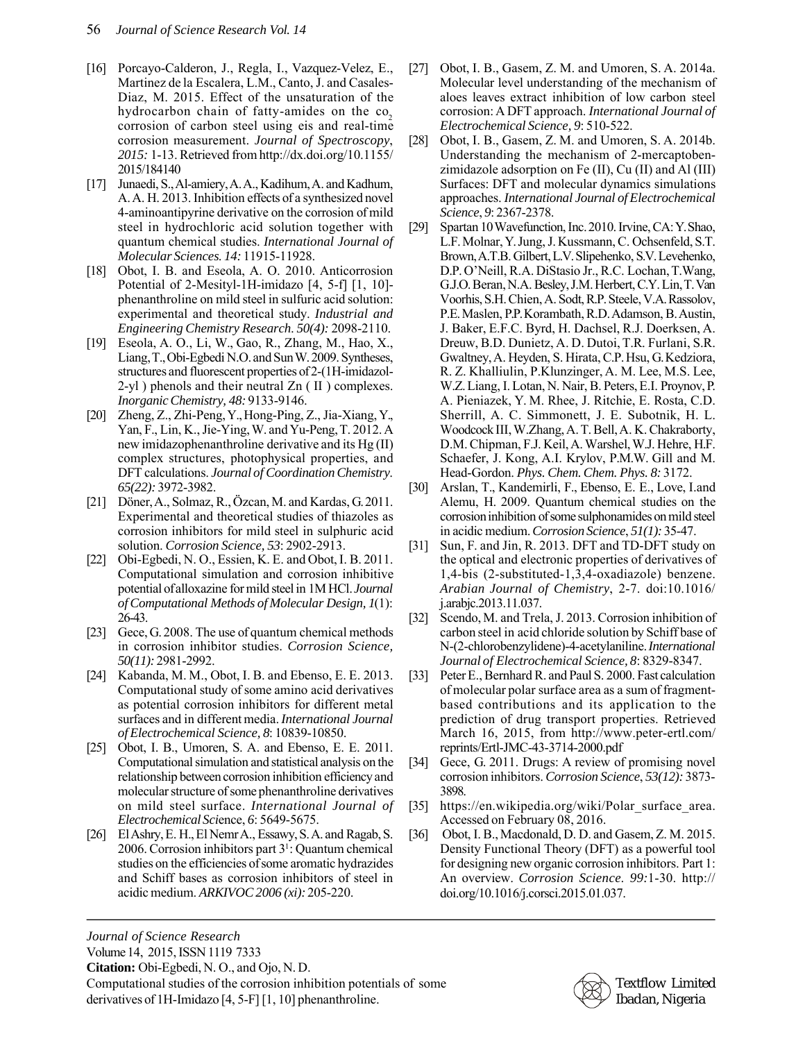[16] Porcayo-Calderon, J., Regla, I., Vazquez-Velez, E., Martinez de la Escalera, L.M., Canto, J. and Casales-Diaz, M. 2015. Effect of the unsaturation of the hydrocarbon chain of fatty-amides on the $co_2$ corrosion of carbon steel using eis and real-time corrosion measurement. *Journal of Spectroscopy, 2015:* 1-13. Retrieved from http://dx.doi.org/10.1155/2015/184140

[17] Junaedi, S., Al-amiery, A. A., Kadihum, A. and Kadhum, A. A. H. 2013. Inhibition effects of a synthesized novel 4-aminoantipyrine derivative on the corrosion of mild steel in hydrochloric acid solution together with quantum chemical studies. *International Journal of Molecular Sciences. 14:* 11915-11928.

[18] Obot, I. B. and Eseola, A. O. 2010. Anticorrosion Potential of 2-Mesityl-1H-imidazo [4, 5-f] [1, 10]-phenanthroline on mild steel in sulfuric acid solution: experimental and theoretical study. *Industrial and Engineering Chemistry Research. 50(4):* 2098-2110.

[19] Eseola, A. O., Li, W., Gao, R., Zhang, M., Hao, X., Liang, T., Obi-Egbedi N.O. and Sun W. 2009. Syntheses, structures and fluorescent properties of 2-(1H-imidazol-2-yl ) phenols and their neutral Zn ( II ) complexes. *Inorganic Chemistry, 48:* 9133-9146.

[20] Zheng, Z., Zhi-Peng, Y., Hong-Ping, Z., Jia-Xiang, Y., Yan, F., Lin, K., Jie-Ying, W. and Yu-Peng, T. 2012. A new imidazophenanthroline derivative and its Hg (II) complex structures, photophysical properties, and DFT calculations. *Journal of Coordination Chemistry. 65(22):* 3972-3982.

[21] Döner, A., Solmaz, R., Özcan, M. and Kardas, G. 2011. Experimental and theoretical studies of thiazoles as corrosion inhibitors for mild steel in sulphuric acid solution. *Corrosion Science, 53*: 2902-2913.

[22] Obi-Egbedi, N. O., Essien, K. E. and Obot, I. B. 2011. Computational simulation and corrosion inhibitive potential of alloxazine for mild steel in 1M HCl. *Journal of Computational Methods of Molecular Design, 1*(1): 26-43.

[23] Gece, G. 2008. The use of quantum chemical methods in corrosion inhibitor studies. *Corrosion Science, 50(11):* 2981-2992.

[24] Kabanda, M. M., Obot, I. B. and Ebenso, E. E. 2013. Computational study of some amino acid derivatives as potential corrosion inhibitors for different metal surfaces and in different media. *International Journal of Electrochemical Science, 8*: 10839-10850.

[25] Obot, I. B., Umoren, S. A. and Ebenso, E. E. 2011. Computational simulation and statistical analysis on the relationship between corrosion inhibition efficiency and molecular structure of some phenanthroline derivatives on mild steel surface. *International Journal of Electrochemical Sci*ence, *6*: 5649-5675.

[26] El Ashry, E. H., El Nemr A., Essawy, S. A. and Ragab, S. 2006. Corrosion inhibitors part 3[1]: Quantum chemical studies on the efficiencies of some aromatic hydrazides and Schiff bases as corrosion inhibitors of steel in acidic medium. *ARKIVOC 2006 (xi):* 205-220.

[27] Obot, I. B., Gasem, Z. M. and Umoren, S. A. 2014a. Molecular level understanding of the mechanism of aloes leaves extract inhibition of low carbon steel corrosion: A DFT approach. *International Journal of Electrochemical Science, 9*: 510-522.

[28] Obot, I. B., Gasem, Z. M. and Umoren, S. A. 2014b. Understanding the mechanism of 2-mercaptobenzimidazole adsorption on Fe (II), Cu (II) and Al (III) Surfaces: DFT and molecular dynamics simulations approaches. *International Journal of Electrochemical Science*, *9*: 2367-2378.

[29] Spartan 10 Wavefunction, Inc. 2010. Irvine, CA: Y. Shao, L.F. Molnar, Y. Jung, J. Kussmann, C. Ochsenfeld, S.T. Brown, A.T.B. Gilbert, L.V. Slipehenko, S.V. Levehenko, D.P. O'Neill, R.A. DiStasio Jr., R.C. Lochan, T.Wang, G.J.O. Beran, N.A. Besley, J.M. Herbert, C.Y. Lin, T. Van Voorhis, S.H. Chien, A. Sodt, R.P. Steele, V.A. Rassolov, P.E. Maslen, P.P. Korambath, R.D. Adamson, B. Austin, J. Baker, E.F.C. Byrd, H. Dachsel, R.J. Doerksen, A. Dreuw, B.D. Dunietz, A. D. Dutoi, T.R. Furlani, S.R. Gwaltney, A. Heyden, S. Hirata, C.P. Hsu, G. Kedziora, R. Z. Khalliulin, P.Klunzinger, A. M. Lee, M.S. Lee, W.Z. Liang, I. Lotan, N. Nair, B. Peters, E.I. Proynov, P. A. Pieniazek, Y. M. Rhee, J. Ritchie, E. Rosta, C.D. Sherrill, A. C. Simmonett, J. E. Subotnik, H. L. Woodcock III, W.Zhang, A. T. Bell, A. K. Chakraborty, D.M. Chipman, F.J. Keil, A. Warshel, W.J. Hehre, H.F. Schaefer, J. Kong, A.I. Krylov, P.M.W. Gill and M. Head-Gordon. *Phys. Chem. Chem. Phys. 8:* 3172.

[30] Arslan, T., Kandemirli, F., Ebenso, E. E., Love, I.and Alemu, H. 2009. Quantum chemical studies on the corrosion inhibition of some sulphonamides on mild steel in acidic medium. *Corrosion Science*, *51(1):* 35-47.

[31] Sun, F. and Jin, R. 2013. DFT and TD-DFT study on the optical and electronic properties of derivatives of 1,4-bis (2-substituted-1,3,4-oxadiazole) benzene. *Arabian Journal of Chemistry*, 2-7. doi:10.1016/j.arabjc.2013.11.037.

[32] Scendo, M. and Trela, J. 2013. Corrosion inhibition of carbon steel in acid chloride solution by Schiff base of N-(2-chlorobenzylidene)-4-acetylaniline. *International Journal of Electrochemical Science, 8*: 8329-8347.

[33] Peter E., Bernhard R. and Paul S. 2000. Fast calculation of molecular polar surface area as a sum of fragment-based contributions and its application to the prediction of drug transport properties. Retrieved March 16, 2015, from http://www.peter-ertl.com/reprints/Ertl-JMC-43-3714-2000.pdf

[34] Gece, G. 2011. Drugs: A review of promising novel corrosion inhibitors. *Corrosion Science*, *53(12):* 3873-3898.

[35] https://en.wikipedia.org/wiki/Polar_surface_area. Accessed on February 08, 2016.

[36] Obot, I. B., Macdonald, D. D. and Gasem, Z. M. 2015. Density Functional Theory (DFT) as a powerful tool for designing new organic corrosion inhibitors. Part 1: An overview. *Corrosion Science. 99:*1-30. http://doi.org/10.1016/j.corsci.2015.01.037.

*Journal of Science Research*
Volume 14, 2015, ISSN 1119 7333
**Citation:** Obi-Egbedi, N. O., and Ojo, N. D.
Computational studies of the corrosion inhibition potentials of some derivatives of 1H-Imidazo [4, 5-F] [1, 10] phenanthroline.

Textflow Limited
Ibadan, Nigeria